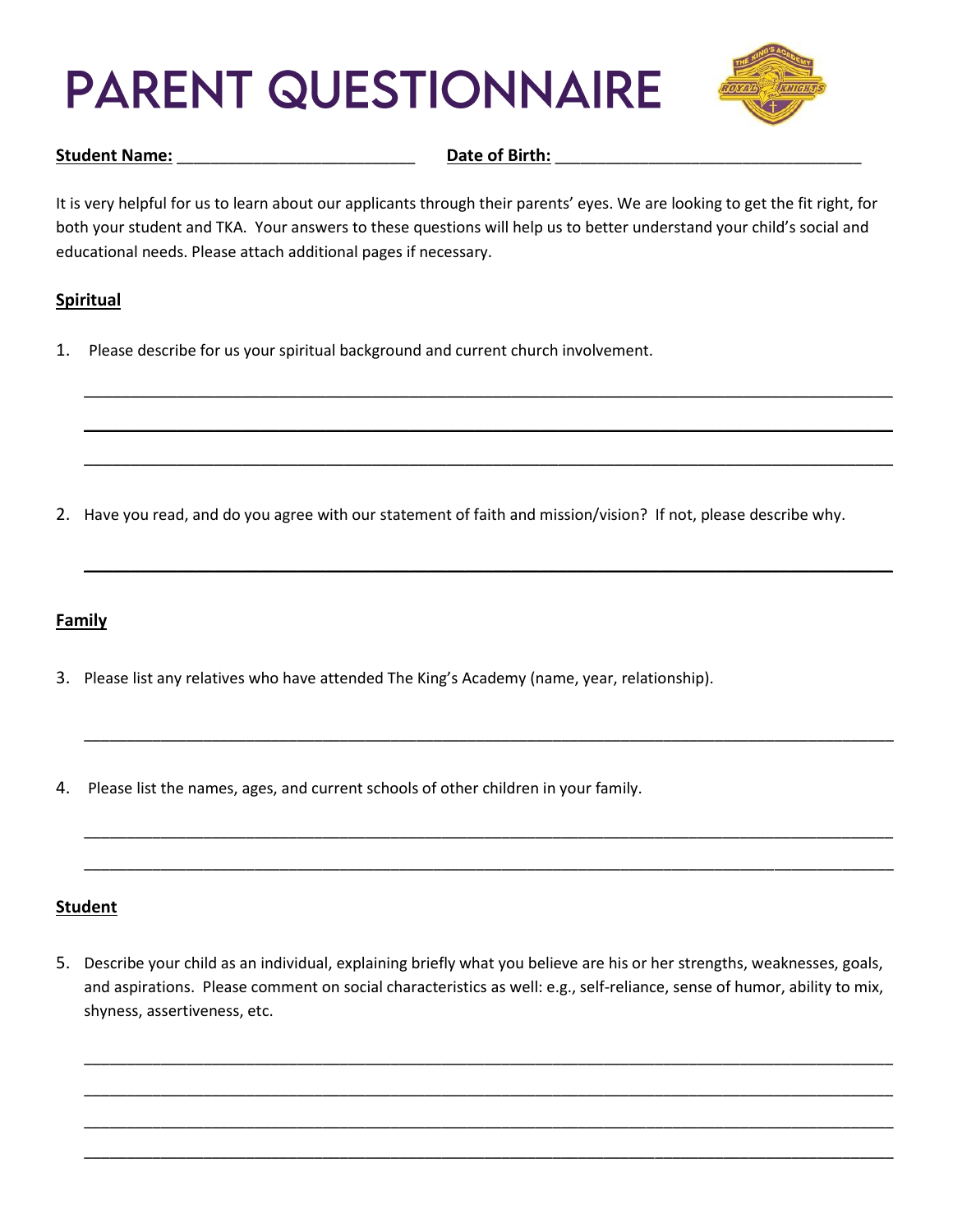# PARENT QUESTIONNAIRE

**Student Name:** ___________________________ **Date of Birth:** ___________________________________

It is very helpful for us to learn about our applicants through their parents' eyes. We are looking to get the fit right, for both your student and TKA. Your answers to these questions will help us to better understand your child's social and educational needs. Please attach additional pages if necessary.

## Spiritual

1. Please describe for us your spiritual background and current church involvement.

______________________________________________________________________________________

______________________________________________________________________________________

______________________________________________________________________________________

2. Have you read, and do you agree with our statement of faith and mission/vision? If not, please describe why.

______________________________________________________________________________________

## Family

3. Please list any relatives who have attended The King's Academy (name, year, relationship).

______________________________________________________________________________________

4. Please list the names, ages, and current schools of other children in your family.

______________________________________________________________________________________

______________________________________________________________________________________

## Student

5. Describe your child as an individual, explaining briefly what you believe are his or her strengths, weaknesses, goals, and aspirations. Please comment on social characteristics as well: e.g., self-reliance, sense of humor, ability to mix, shyness, assertiveness, etc.

______________________________________________________________________________________

______________________________________________________________________________________

______________________________________________________________________________________

______________________________________________________________________________________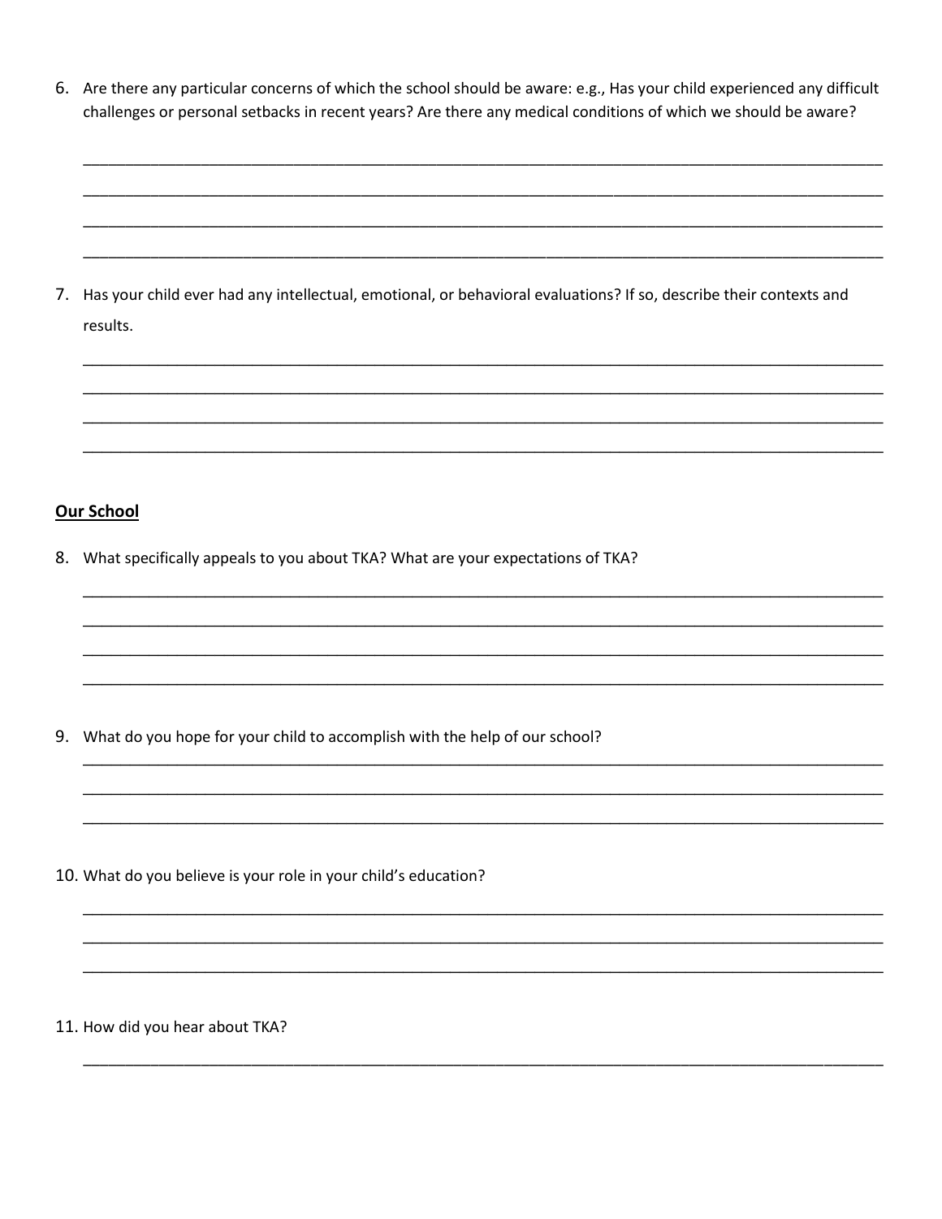6. Are there any particular concerns of which the school should be aware: e.g., Has your child experienced any difficult challenges or personal setbacks in recent years? Are there any medical conditions of which we should be aware?

_______________________________________________________________________________________________

_______________________________________________________________________________________________

_______________________________________________________________________________________________

_______________________________________________________________________________________________

7. Has your child ever had any intellectual, emotional, or behavioral evaluations? If so, describe their contexts and results.

_______________________________________________________________________________________________

_______________________________________________________________________________________________

_______________________________________________________________________________________________

_______________________________________________________________________________________________

**<u>Our School</u>**

8. What specifically appeals to you about TKA? What are your expectations of TKA?

_______________________________________________________________________________________________

_______________________________________________________________________________________________

_______________________________________________________________________________________________

_______________________________________________________________________________________________

9. What do you hope for your child to accomplish with the help of our school?

_______________________________________________________________________________________________

_______________________________________________________________________________________________

_______________________________________________________________________________________________

10. What do you believe is your role in your child's education?

_______________________________________________________________________________________________

_______________________________________________________________________________________________

_______________________________________________________________________________________________

11. How did you hear about TKA?

_______________________________________________________________________________________________